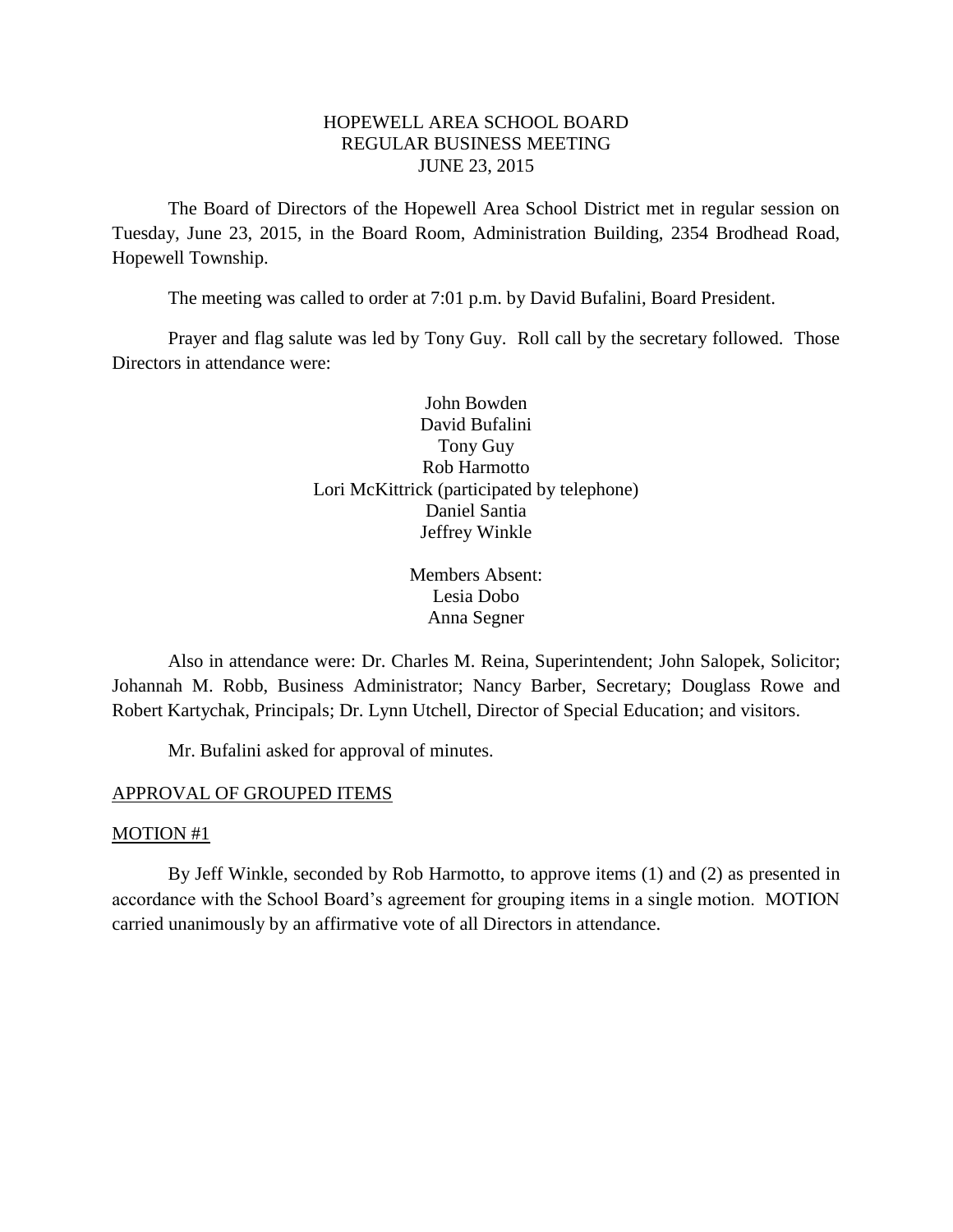# HOPEWELL AREA SCHOOL BOARD
## REGULAR BUSINESS MEETING
## JUNE 23, 2015

The Board of Directors of the Hopewell Area School District met in regular session on Tuesday, June 23, 2015, in the Board Room, Administration Building, 2354 Brodhead Road, Hopewell Township.

The meeting was called to order at 7:01 p.m. by David Bufalini, Board President.

Prayer and flag salute was led by Tony Guy. Roll call by the secretary followed. Those Directors in attendance were:

John Bowden
David Bufalini
Tony Guy
Rob Harmotto
Lori McKittrick (participated by telephone)
Daniel Santia
Jeffrey Winkle

Members Absent:
Lesia Dobo
Anna Segner

Also in attendance were: Dr. Charles M. Reina, Superintendent; John Salopek, Solicitor; Johannah M. Robb, Business Administrator; Nancy Barber, Secretary; Douglass Rowe and Robert Kartychak, Principals; Dr. Lynn Utchell, Director of Special Education; and visitors.

Mr. Bufalini asked for approval of minutes.

APPROVAL OF GROUPED ITEMS

MOTION #1

By Jeff Winkle, seconded by Rob Harmotto, to approve items (1) and (2) as presented in accordance with the School Board's agreement for grouping items in a single motion. MOTION carried unanimously by an affirmative vote of all Directors in attendance.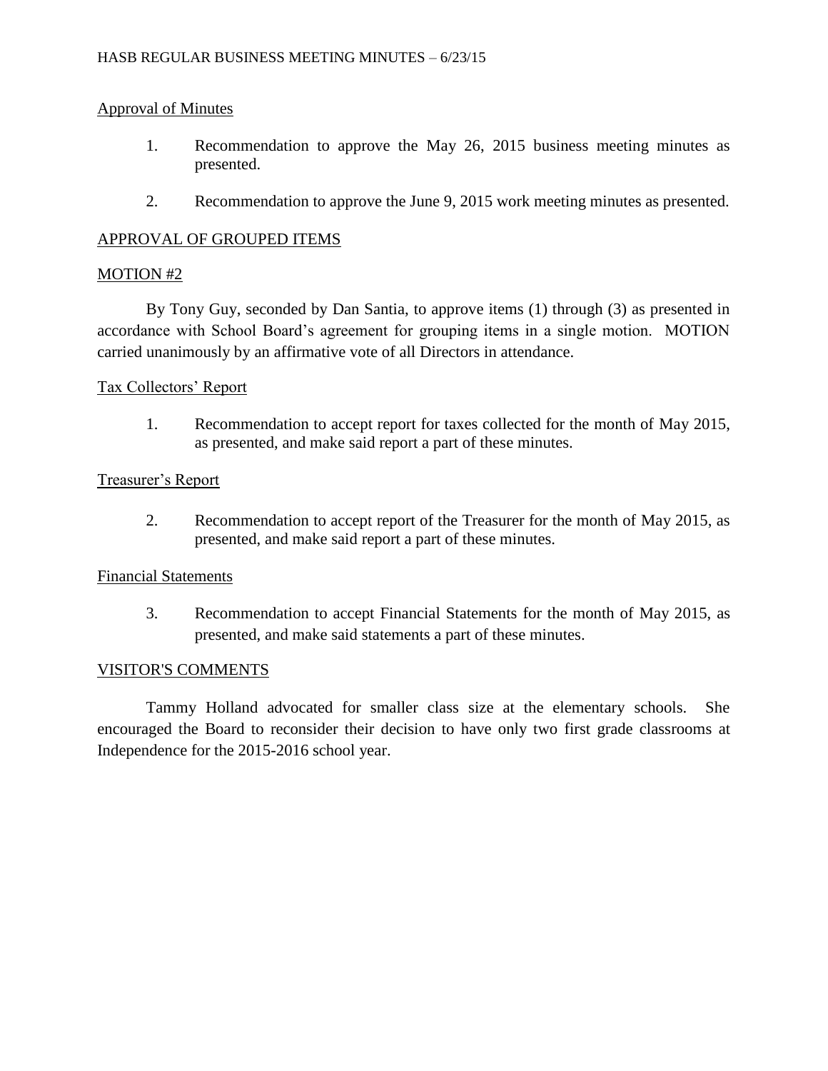## Approval of Minutes

1. Recommendation to approve the May 26, 2015 business meeting minutes as presented.

2. Recommendation to approve the June 9, 2015 work meeting minutes as presented.

## APPROVAL OF GROUPED ITEMS

## MOTION #2

By Tony Guy, seconded by Dan Santia, to approve items (1) through (3) as presented in accordance with School Board's agreement for grouping items in a single motion. MOTION carried unanimously by an affirmative vote of all Directors in attendance.

## Tax Collectors' Report

1. Recommendation to accept report for taxes collected for the month of May 2015, as presented, and make said report a part of these minutes.

## Treasurer's Report

2. Recommendation to accept report of the Treasurer for the month of May 2015, as presented, and make said report a part of these minutes.

## Financial Statements

3. Recommendation to accept Financial Statements for the month of May 2015, as presented, and make said statements a part of these minutes.

## VISITOR'S COMMENTS

Tammy Holland advocated for smaller class size at the elementary schools. She encouraged the Board to reconsider their decision to have only two first grade classrooms at Independence for the 2015-2016 school year.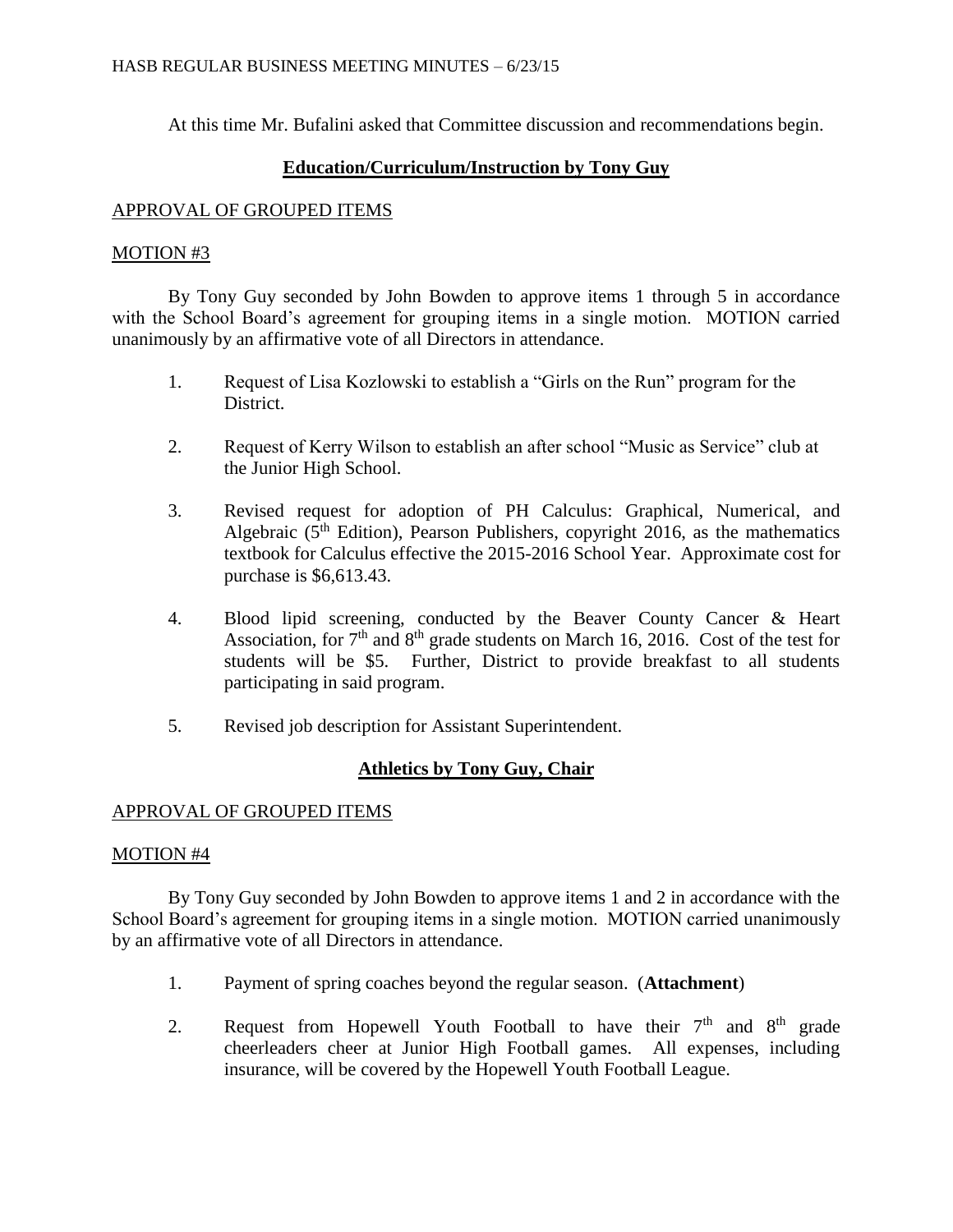At this time Mr. Bufalini asked that Committee discussion and recommendations begin.

## **Education/Curriculum/Instruction by Tony Guy**

APPROVAL OF GROUPED ITEMS

MOTION #3

By Tony Guy seconded by John Bowden to approve items 1 through 5 in accordance with the School Board's agreement for grouping items in a single motion. MOTION carried unanimously by an affirmative vote of all Directors in attendance.

1. Request of Lisa Kozlowski to establish a "Girls on the Run" program for the District.

2. Request of Kerry Wilson to establish an after school "Music as Service" club at the Junior High School.

3. Revised request for adoption of PH Calculus: Graphical, Numerical, and Algebraic ($5^{th}$ Edition), Pearson Publishers, copyright 2016, as the mathematics textbook for Calculus effective the 2015-2016 School Year. Approximate cost for purchase is $6,613.43.

4. Blood lipid screening, conducted by the Beaver County Cancer & Heart Association, for $7^{th}$ and $8^{th}$ grade students on March 16, 2016. Cost of the test for students will be $5. Further, District to provide breakfast to all students participating in said program.

5. Revised job description for Assistant Superintendent.

## **Athletics by Tony Guy, Chair**

APPROVAL OF GROUPED ITEMS

MOTION #4

By Tony Guy seconded by John Bowden to approve items 1 and 2 in accordance with the School Board's agreement for grouping items in a single motion. MOTION carried unanimously by an affirmative vote of all Directors in attendance.

1. Payment of spring coaches beyond the regular season. (**Attachment**)

2. Request from Hopewell Youth Football to have their $7^{th}$ and $8^{th}$ grade cheerleaders cheer at Junior High Football games. All expenses, including insurance, will be covered by the Hopewell Youth Football League.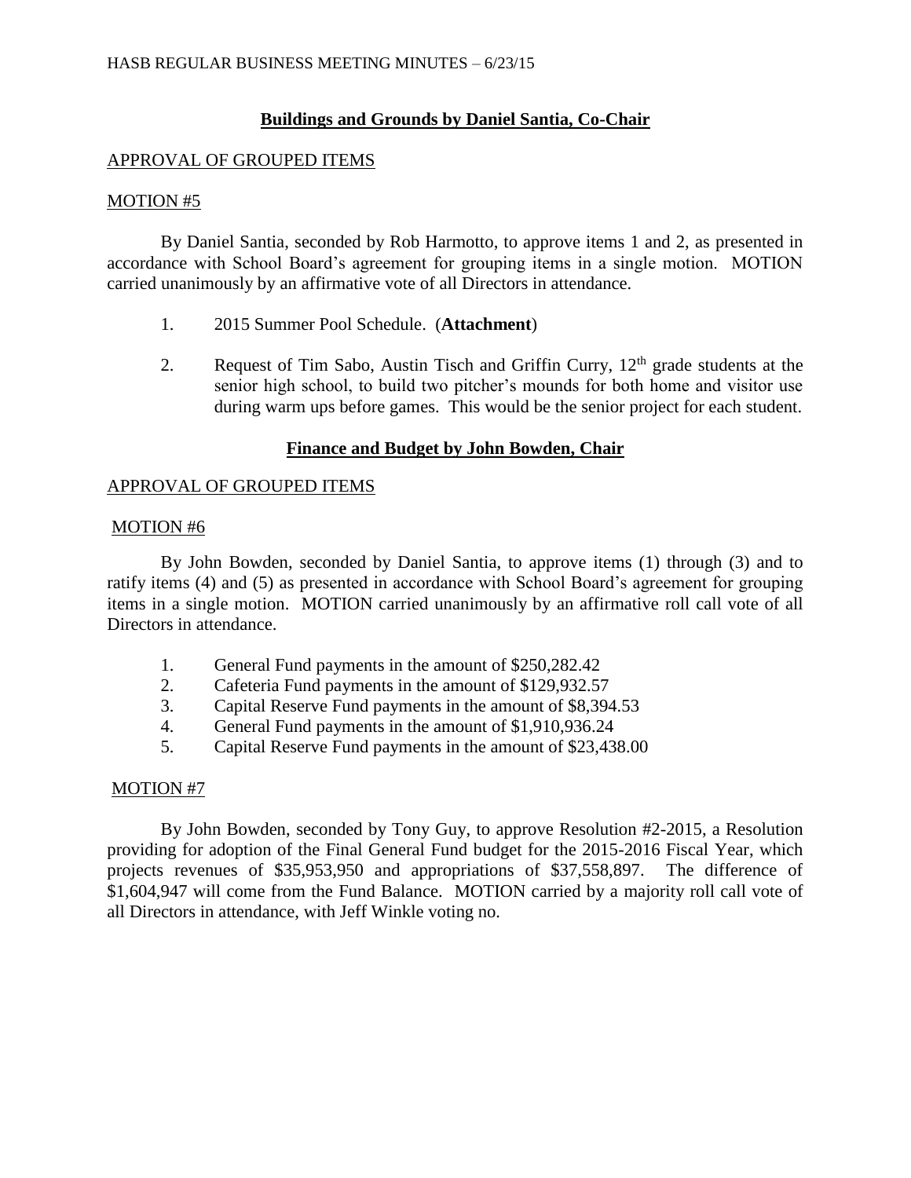## Buildings and Grounds by Daniel Santia, Co-Chair

APPROVAL OF GROUPED ITEMS

MOTION #5

By Daniel Santia, seconded by Rob Harmotto, to approve items 1 and 2, as presented in accordance with School Board's agreement for grouping items in a single motion. MOTION carried unanimously by an affirmative vote of all Directors in attendance.

1. 2015 Summer Pool Schedule. (**Attachment**)
2. Request of Tim Sabo, Austin Tisch and Griffin Curry, 12th grade students at the senior high school, to build two pitcher's mounds for both home and visitor use during warm ups before games. This would be the senior project for each student.

## Finance and Budget by John Bowden, Chair

APPROVAL OF GROUPED ITEMS

MOTION #6

By John Bowden, seconded by Daniel Santia, to approve items (1) through (3) and to ratify items (4) and (5) as presented in accordance with School Board's agreement for grouping items in a single motion. MOTION carried unanimously by an affirmative roll call vote of all Directors in attendance.

1. General Fund payments in the amount of $250,282.42
2. Cafeteria Fund payments in the amount of $129,932.57
3. Capital Reserve Fund payments in the amount of $8,394.53
4. General Fund payments in the amount of $1,910,936.24
5. Capital Reserve Fund payments in the amount of $23,438.00

MOTION #7

By John Bowden, seconded by Tony Guy, to approve Resolution #2-2015, a Resolution providing for adoption of the Final General Fund budget for the 2015-2016 Fiscal Year, which projects revenues of $35,953,950 and appropriations of $37,558,897. The difference of $1,604,947 will come from the Fund Balance. MOTION carried by a majority roll call vote of all Directors in attendance, with Jeff Winkle voting no.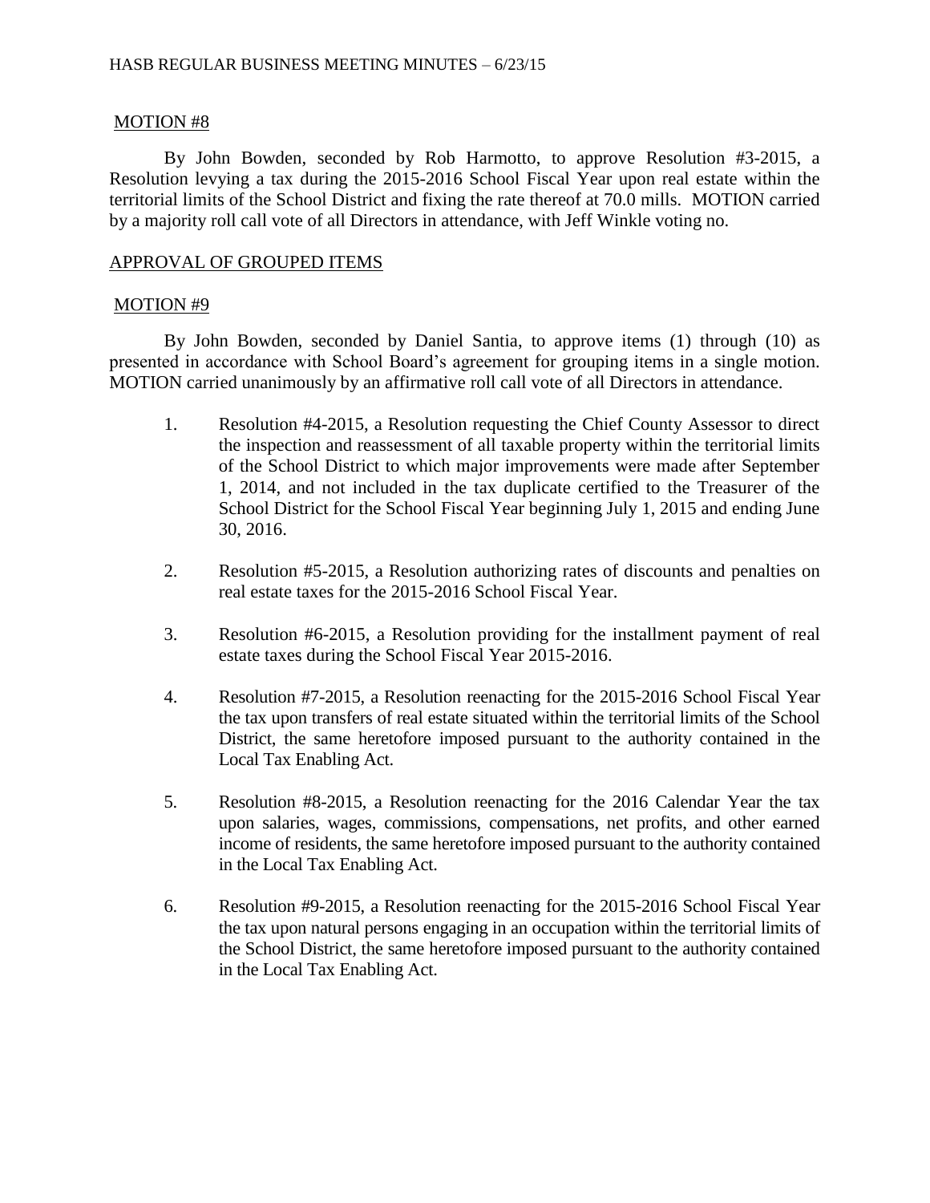MOTION #8

By John Bowden, seconded by Rob Harmotto, to approve Resolution #3-2015, a Resolution levying a tax during the 2015-2016 School Fiscal Year upon real estate within the territorial limits of the School District and fixing the rate thereof at 70.0 mills. MOTION carried by a majority roll call vote of all Directors in attendance, with Jeff Winkle voting no.

APPROVAL OF GROUPED ITEMS

MOTION #9

By John Bowden, seconded by Daniel Santia, to approve items (1) through (10) as presented in accordance with School Board's agreement for grouping items in a single motion. MOTION carried unanimously by an affirmative roll call vote of all Directors in attendance.

1. Resolution #4-2015, a Resolution requesting the Chief County Assessor to direct the inspection and reassessment of all taxable property within the territorial limits of the School District to which major improvements were made after September 1, 2014, and not included in the tax duplicate certified to the Treasurer of the School District for the School Fiscal Year beginning July 1, 2015 and ending June 30, 2016.

2. Resolution #5-2015, a Resolution authorizing rates of discounts and penalties on real estate taxes for the 2015-2016 School Fiscal Year.

3. Resolution #6-2015, a Resolution providing for the installment payment of real estate taxes during the School Fiscal Year 2015-2016.

4. Resolution #7-2015, a Resolution reenacting for the 2015-2016 School Fiscal Year the tax upon transfers of real estate situated within the territorial limits of the School District, the same heretofore imposed pursuant to the authority contained in the Local Tax Enabling Act.

5. Resolution #8-2015, a Resolution reenacting for the 2016 Calendar Year the tax upon salaries, wages, commissions, compensations, net profits, and other earned income of residents, the same heretofore imposed pursuant to the authority contained in the Local Tax Enabling Act.

6. Resolution #9-2015, a Resolution reenacting for the 2015-2016 School Fiscal Year the tax upon natural persons engaging in an occupation within the territorial limits of the School District, the same heretofore imposed pursuant to the authority contained in the Local Tax Enabling Act.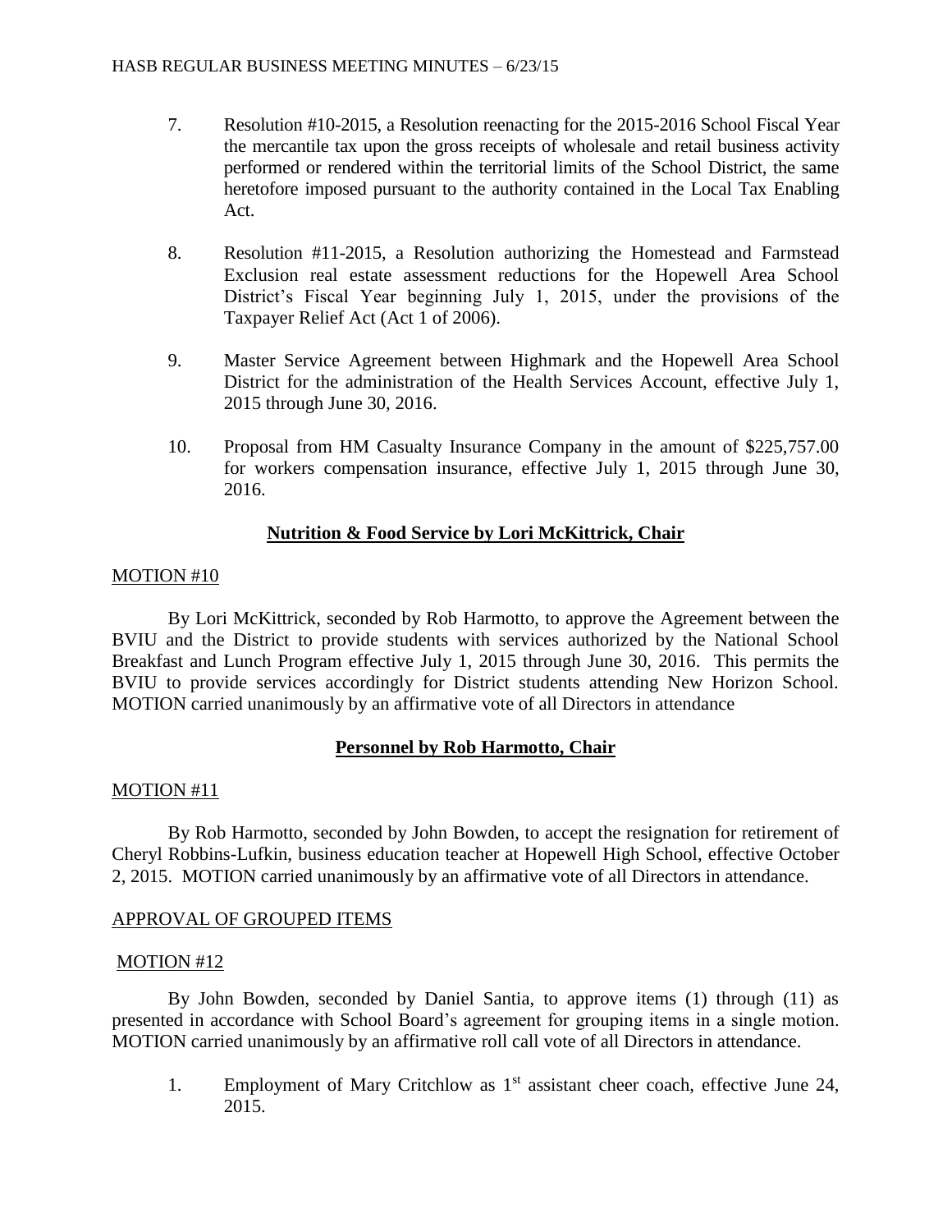7. Resolution #10-2015, a Resolution reenacting for the 2015-2016 School Fiscal Year the mercantile tax upon the gross receipts of wholesale and retail business activity performed or rendered within the territorial limits of the School District, the same heretofore imposed pursuant to the authority contained in the Local Tax Enabling Act.

8. Resolution #11-2015, a Resolution authorizing the Homestead and Farmstead Exclusion real estate assessment reductions for the Hopewell Area School District's Fiscal Year beginning July 1, 2015, under the provisions of the Taxpayer Relief Act (Act 1 of 2006).

9. Master Service Agreement between Highmark and the Hopewell Area School District for the administration of the Health Services Account, effective July 1, 2015 through June 30, 2016.

10. Proposal from HM Casualty Insurance Company in the amount of $225,757.00 for workers compensation insurance, effective July 1, 2015 through June 30, 2016.

## Nutrition & Food Service by Lori McKittrick, Chair

MOTION #10

By Lori McKittrick, seconded by Rob Harmotto, to approve the Agreement between the BVIU and the District to provide students with services authorized by the National School Breakfast and Lunch Program effective July 1, 2015 through June 30, 2016. This permits the BVIU to provide services accordingly for District students attending New Horizon School. MOTION carried unanimously by an affirmative vote of all Directors in attendance

## Personnel by Rob Harmotto, Chair

MOTION #11

By Rob Harmotto, seconded by John Bowden, to accept the resignation for retirement of Cheryl Robbins-Lufkin, business education teacher at Hopewell High School, effective October 2, 2015. MOTION carried unanimously by an affirmative vote of all Directors in attendance.

APPROVAL OF GROUPED ITEMS

MOTION #12

By John Bowden, seconded by Daniel Santia, to approve items (1) through (11) as presented in accordance with School Board's agreement for grouping items in a single motion. MOTION carried unanimously by an affirmative roll call vote of all Directors in attendance.

1. Employment of Mary Critchlow as 1st assistant cheer coach, effective June 24, 2015.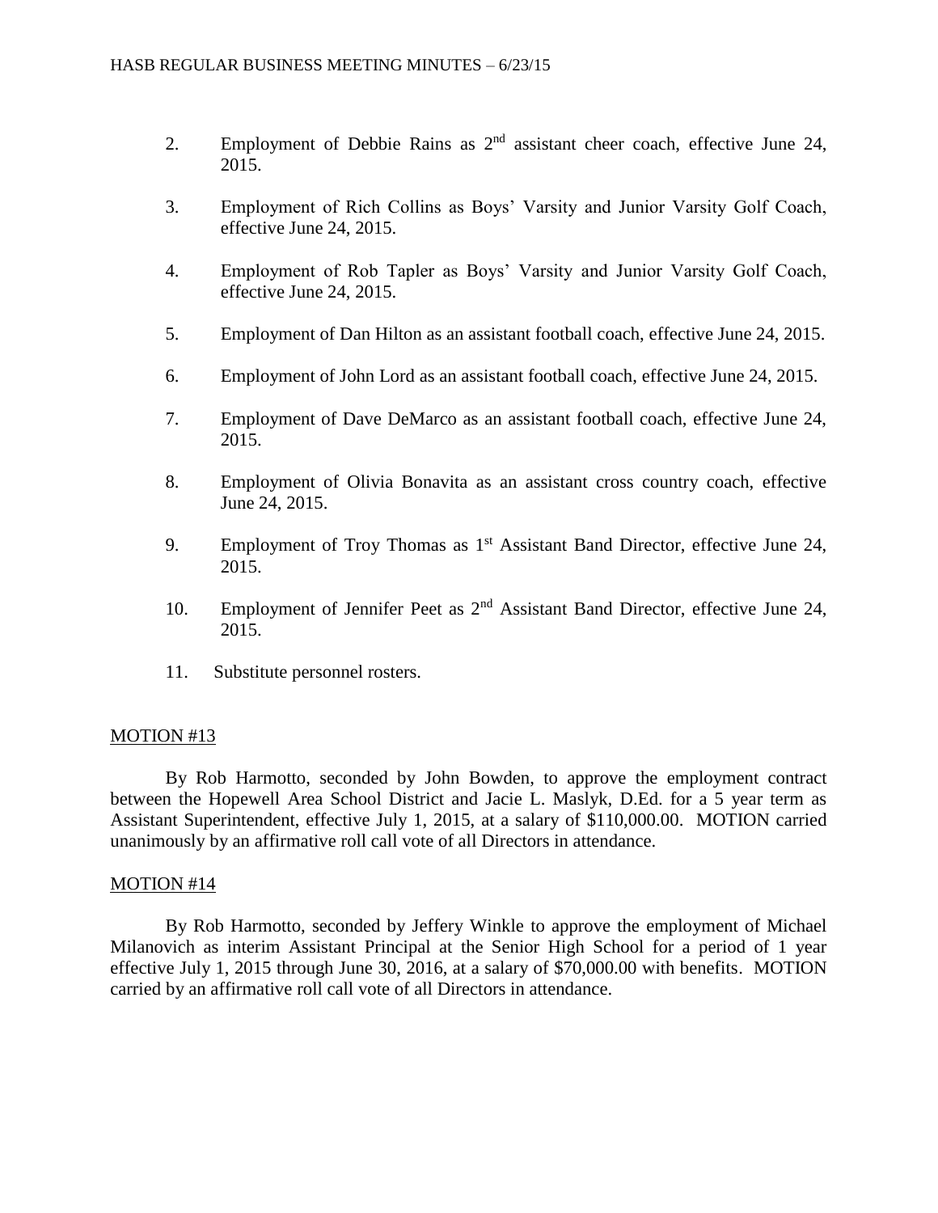2. Employment of Debbie Rains as 2nd assistant cheer coach, effective June 24, 2015.

3. Employment of Rich Collins as Boys' Varsity and Junior Varsity Golf Coach, effective June 24, 2015.

4. Employment of Rob Tapler as Boys' Varsity and Junior Varsity Golf Coach, effective June 24, 2015.

5. Employment of Dan Hilton as an assistant football coach, effective June 24, 2015.

6. Employment of John Lord as an assistant football coach, effective June 24, 2015.

7. Employment of Dave DeMarco as an assistant football coach, effective June 24, 2015.

8. Employment of Olivia Bonavita as an assistant cross country coach, effective June 24, 2015.

9. Employment of Troy Thomas as 1st Assistant Band Director, effective June 24, 2015.

10. Employment of Jennifer Peet as 2nd Assistant Band Director, effective June 24, 2015.

11. Substitute personnel rosters.

MOTION #13

By Rob Harmotto, seconded by John Bowden, to approve the employment contract between the Hopewell Area School District and Jacie L. Maslyk, D.Ed. for a 5 year term as Assistant Superintendent, effective July 1, 2015, at a salary of $110,000.00. MOTION carried unanimously by an affirmative roll call vote of all Directors in attendance.

MOTION #14

By Rob Harmotto, seconded by Jeffery Winkle to approve the employment of Michael Milanovich as interim Assistant Principal at the Senior High School for a period of 1 year effective July 1, 2015 through June 30, 2016, at a salary of $70,000.00 with benefits. MOTION carried by an affirmative roll call vote of all Directors in attendance.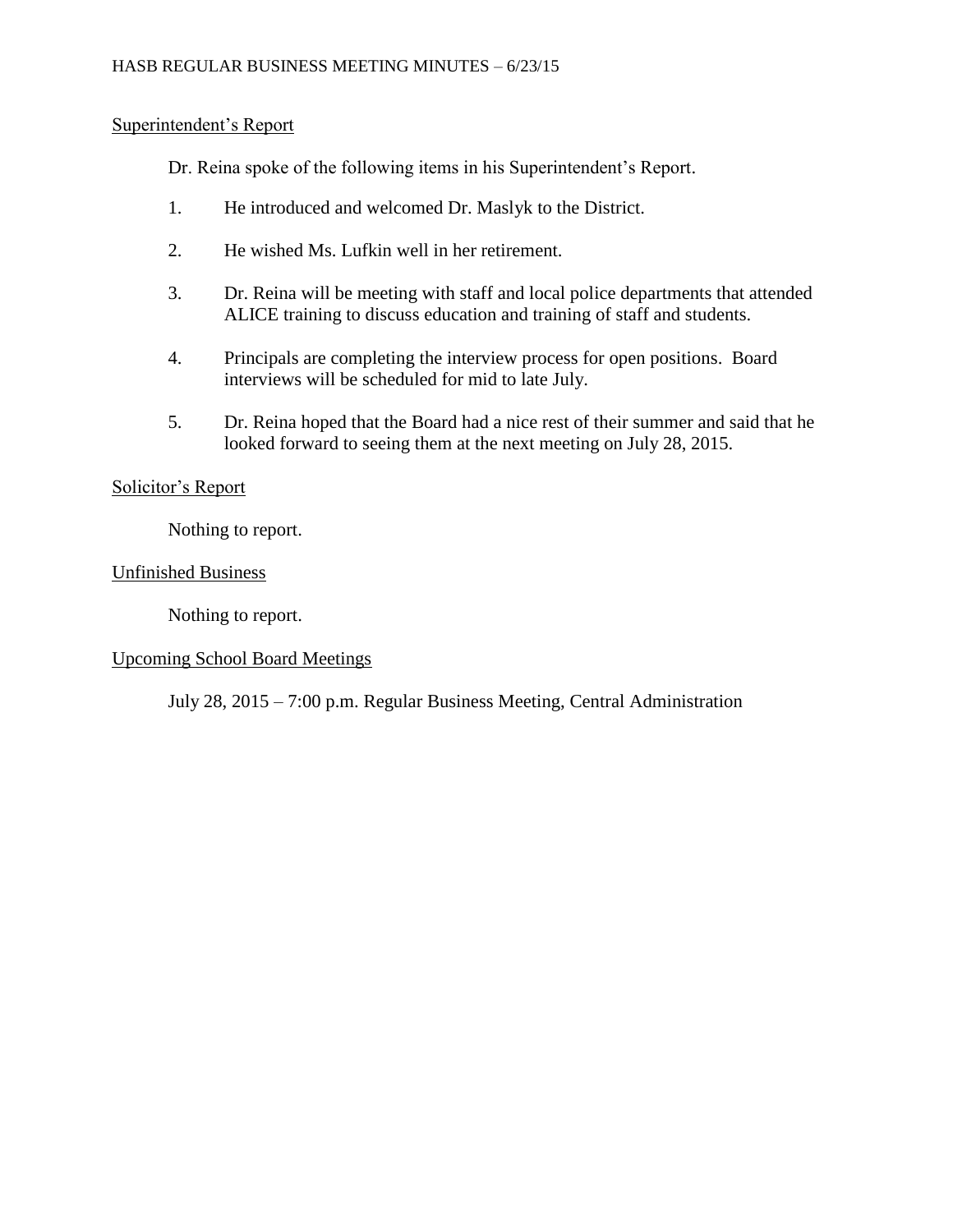## Superintendent's Report

Dr. Reina spoke of the following items in his Superintendent's Report.

1. He introduced and welcomed Dr. Maslyk to the District.

2. He wished Ms. Lufkin well in her retirement.

3. Dr. Reina will be meeting with staff and local police departments that attended ALICE training to discuss education and training of staff and students.

4. Principals are completing the interview process for open positions. Board interviews will be scheduled for mid to late July.

5. Dr. Reina hoped that the Board had a nice rest of their summer and said that he looked forward to seeing them at the next meeting on July 28, 2015.

## Solicitor's Report

Nothing to report.

## Unfinished Business

Nothing to report.

## Upcoming School Board Meetings

July 28, 2015 – 7:00 p.m. Regular Business Meeting, Central Administration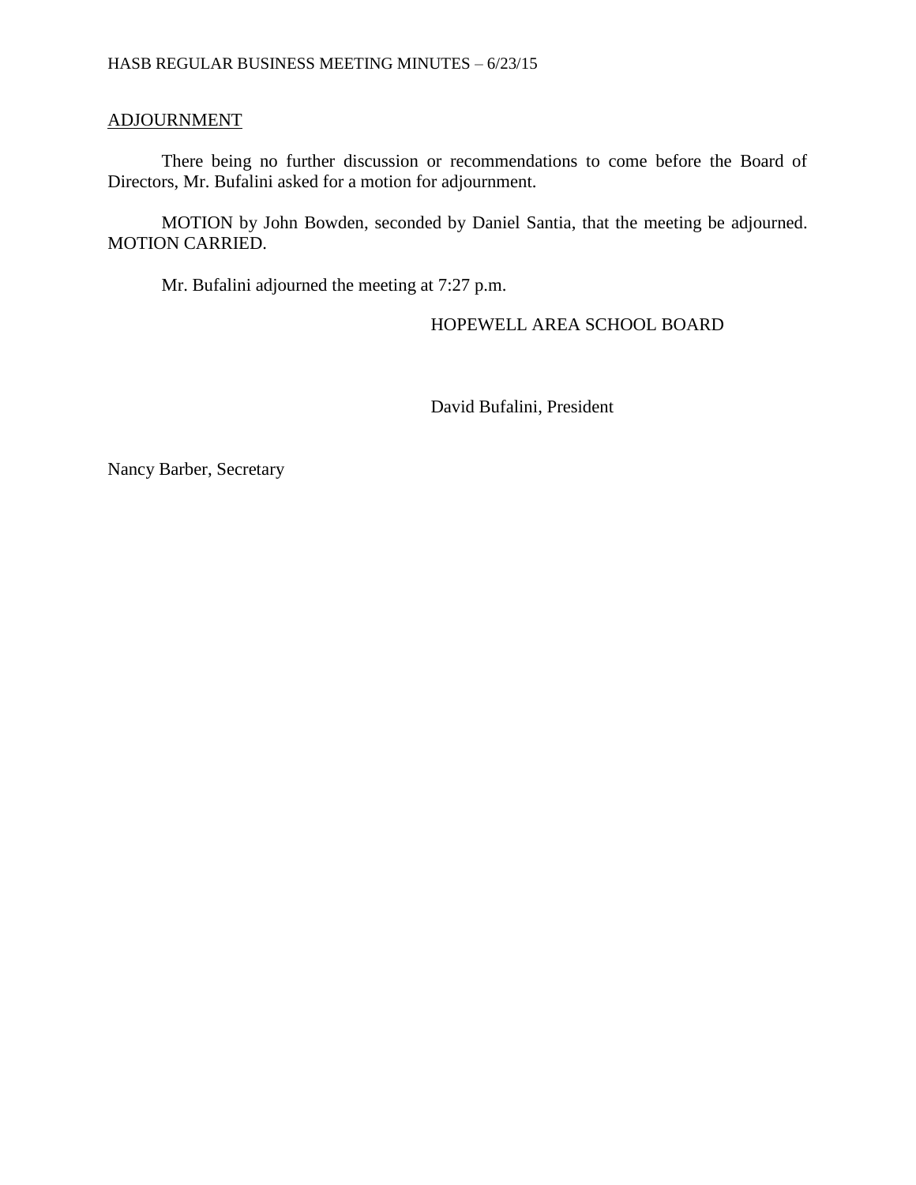## ADJOURNMENT

There being no further discussion or recommendations to come before the Board of Directors, Mr. Bufalini asked for a motion for adjournment.

MOTION by John Bowden, seconded by Daniel Santia, that the meeting be adjourned. MOTION CARRIED.

Mr. Bufalini adjourned the meeting at 7:27 p.m.

HOPEWELL AREA SCHOOL BOARD

David Bufalini, President

Nancy Barber, Secretary